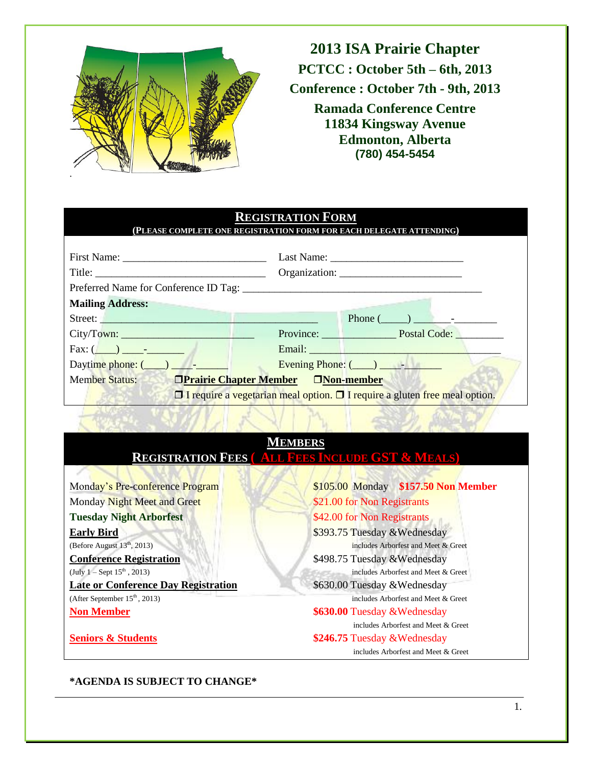# 2013 ISA Prairie Chapter

**PCTCC : October 5th – 6th, 2013**

**Conference : October 7th - 9th, 2013**

**Ramada Conference Centre**
**11834 Kingsway Avenue**
**Edmonton, Alberta**
**(780) 454-5454**

## REGISTRATION FORM

**(PLEASE COMPLETE ONE REGISTRATION FORM FOR EACH DELEGATE ATTENDING)**

First Name: ___________________________ Last Name: ________________________

Title: ________________________________ Organization: ______________________

Preferred Name for Conference ID Tag: ____________________________________________

**Mailing Address:**

Street: ________________________________________ Phone (_____) _______-________

City/Town: _________________________ Province: ______________ Postal Code: _________

Fax: (____) ____-_______ Email: ____________________________________

Daytime phone: (____) ____-______ Evening Phone: (____) ____-_______

Member Status: ❒ **Prairie Chapter Member** ❒ **Non-member**

❒ I require a vegetarian meal option. ❒ I require a gluten free meal option.

## MEMBERS

## REGISTRATION FEES ( ALL FEES INCLUDE GST & MEALS)

| | |
|---|---|
| Monday's Pre-conference Program | $105.00 Monday **$157.50 Non Member** |
| Monday Night Meet and Greet | $21.00 for Non Registrants |
| **Tuesday Night Arborfest** | $42.00 for Non Registrants |
| **Early Bird** (Before August 13th, 2013) | $393.75 Tuesday &Wednesday includes Arborfest and Meet & Greet |
| **Conference Registration** (July 1 – Sept 15th , 2013) | $498.75 Tuesday &Wednesday includes Arborfest and Meet & Greet |
| **Late or Conference Day Registration** (After September 15th, 2013) | $630.00 Tuesday &Wednesday includes Arborfest and Meet & Greet |
| **Non Member** | **$630.00** Tuesday &Wednesday includes Arborfest and Meet & Greet |
| **Seniors & Students** | **$246.75** Tuesday &Wednesday includes Arborfest and Meet & Greet |

**\*AGENDA IS SUBJECT TO CHANGE\***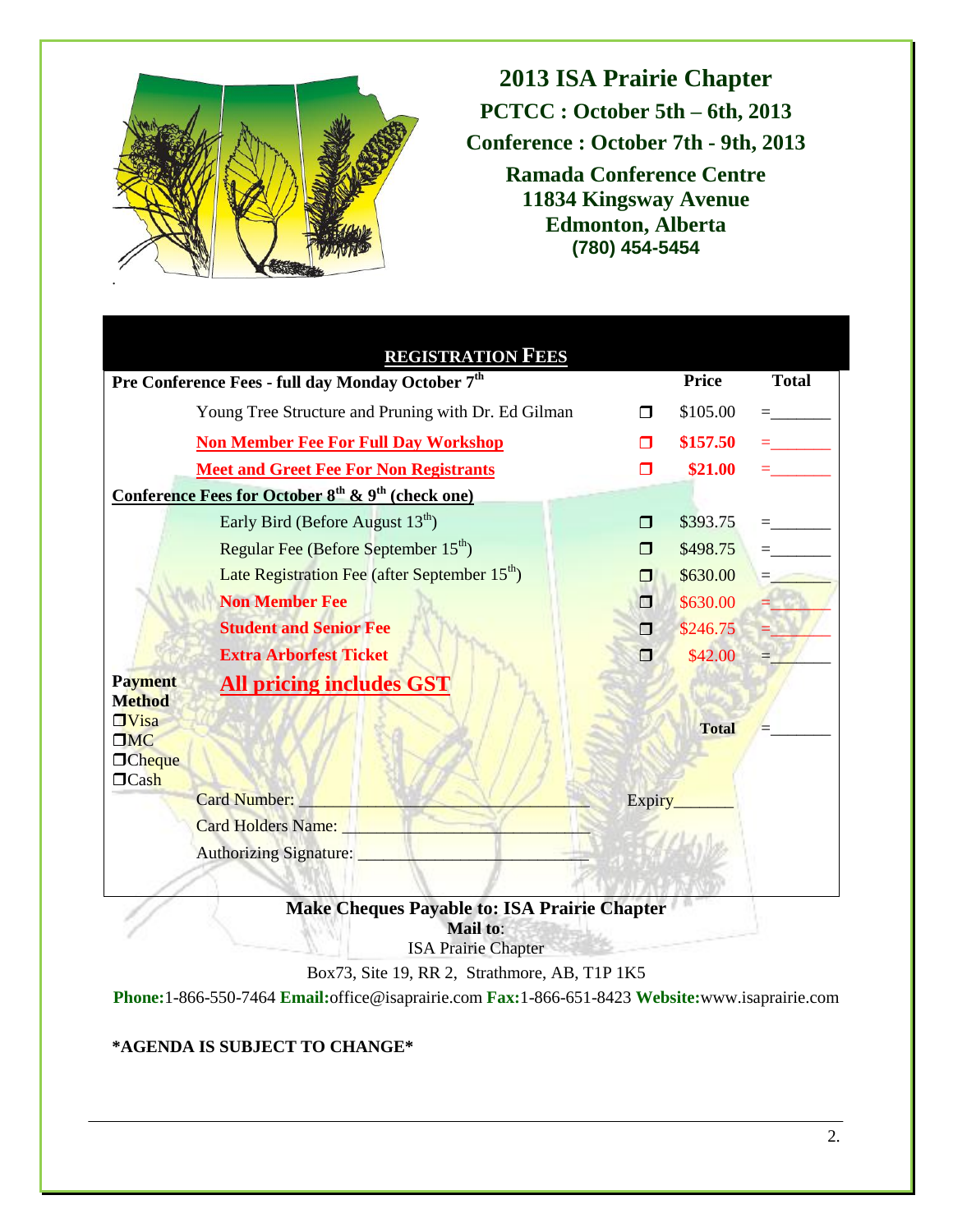# 2013 ISA Prairie Chapter

**PCTCC : October 5th – 6th, 2013**

**Conference : October 7th - 9th, 2013**

**Ramada Conference Centre**
**11834 Kingsway Avenue**
**Edmonton, Alberta**
**(780) 454-5454**

## REGISTRATION FEES

| Pre Conference Fees - full day Monday October 7th | | Price | Total |
|---|---|---|---|
| Young Tree Structure and Pruning with Dr. Ed Gilman | ❒ | $105.00 | =_______ |
| **Non Member Fee For Full Day Workshop** | ❒ | **$157.50** | =_______ |
| **Meet and Greet Fee For Non Registrants** | ❒ | **$21.00** | =_______ |
| **Conference Fees for October 8th & 9th (check one)** | | | |
| Early Bird (Before August 13th) | ❒ | $393.75 | =_______ |
| Regular Fee (Before September 15th) | ❒ | $498.75 | =_______ |
| Late Registration Fee (after September 15th) | ❒ | $630.00 | =_______ |
| **Non Member Fee** | ❒ | $630.00 | =_______ |
| **Student and Senior Fee** | ❒ | $246.75 | =_______ |
| **Extra Arborfest Ticket** | ❒ | $42.00 | =_______ |
| **All pricing includes GST** | | | |
| | | **Total** | =_______ |

**Payment Method**
❒Visa
❒MC
❒Cheque
❒Cash

Card Number: ___________________________________ Expiry_______

Card Holders Name: ____________________________

Authorizing Signature: __________________________

**Make Cheques Payable to: ISA Prairie Chapter**
**Mail to**:
ISA Prairie Chapter
Box73, Site 19, RR 2, Strathmore, AB, T1P 1K5

**Phone:**1-866-550-7464 **Email:**office@isaprairie.com **Fax:**1-866-651-8423 **Website:**www.isaprairie.com

**\*AGENDA IS SUBJECT TO CHANGE\***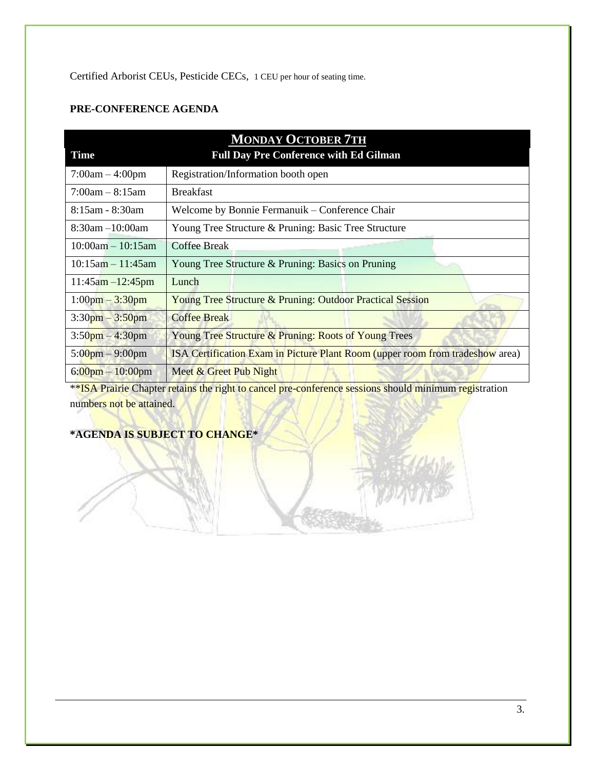Certified Arborist CEUs, Pesticide CECs, 1 CEU per hour of seating time.

**PRE-CONFERENCE AGENDA**

| MONDAY OCTOBER 7TH | |
|---|---|
| **Time** | **Full Day Pre Conference with Ed Gilman** |
| 7:00am – 4:00pm | Registration/Information booth open |
| 7:00am – 8:15am | Breakfast |
| 8:15am - 8:30am | Welcome by Bonnie Fermanuik – Conference Chair |
| 8:30am –10:00am | Young Tree Structure & Pruning: Basic Tree Structure |
| 10:00am – 10:15am | Coffee Break |
| 10:15am – 11:45am | Young Tree Structure & Pruning: Basics on Pruning |
| 11:45am –12:45pm | Lunch |
| 1:00pm – 3:30pm | Young Tree Structure & Pruning: Outdoor Practical Session |
| 3:30pm – 3:50pm | Coffee Break |
| 3:50pm – 4:30pm | Young Tree Structure & Pruning: Roots of Young Trees |
| 5:00pm – 9:00pm | ISA Certification Exam in Picture Plant Room (upper room from tradeshow area) |
| 6:00pm – 10:00pm | Meet & Greet Pub Night |

**ISA Prairie Chapter retains the right to cancel pre-conference sessions should minimum registration numbers not be attained.

**\*AGENDA IS SUBJECT TO CHANGE\***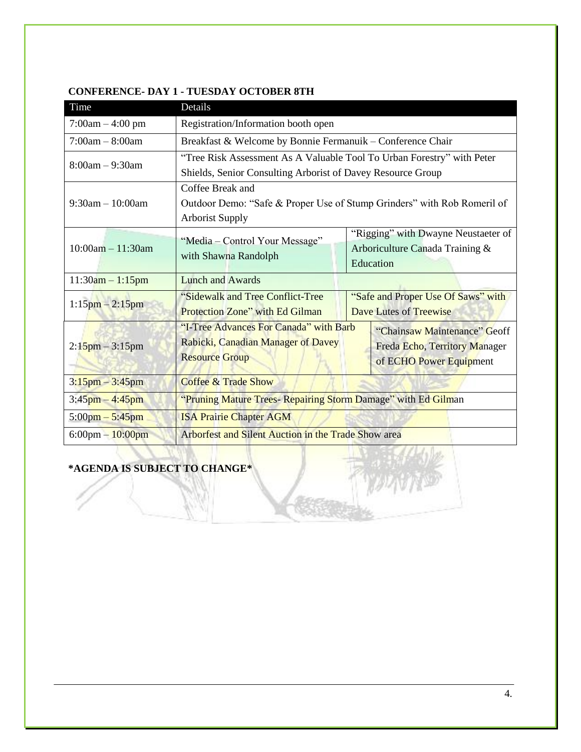**CONFERENCE- DAY 1 - TUESDAY OCTOBER 8TH**

| Time | Details | |
|---|---|---|
| 7:00am – 4:00 pm | Registration/Information booth open | |
| 7:00am – 8:00am | Breakfast & Welcome by Bonnie Fermanuik – Conference Chair | |
| 8:00am – 9:30am | "Tree Risk Assessment As A Valuable Tool To Urban Forestry" with Peter Shields, Senior Consulting Arborist of Davey Resource Group | |
| 9:30am – 10:00am | Coffee Break and Outdoor Demo: "Safe & Proper Use of Stump Grinders" with Rob Romeril of Arborist Supply | |
| 10:00am – 11:30am | "Media – Control Your Message" with Shawna Randolph | "Rigging" with Dwayne Neustaeter of Arboriculture Canada Training & Education |
| 11:30am – 1:15pm | Lunch and Awards | |
| 1:15pm – 2:15pm | "Sidewalk and Tree Conflict-Tree Protection Zone" with Ed Gilman | "Safe and Proper Use Of Saws" with Dave Lutes of Treewise |
| 2:15pm – 3:15pm | "I-Tree Advances For Canada" with Barb Rabicki, Canadian Manager of Davey Resource Group | "Chainsaw Maintenance" Geoff Freda Echo, Territory Manager of ECHO Power Equipment |
| 3:15pm – 3:45pm | Coffee & Trade Show | |
| 3:45pm – 4:45pm | "Pruning Mature Trees- Repairing Storm Damage" with Ed Gilman | |
| 5:00pm – 5:45pm | ISA Prairie Chapter AGM | |
| 6:00pm – 10:00pm | Arborfest and Silent Auction in the Trade Show area | |

**\*AGENDA IS SUBJECT TO CHANGE\***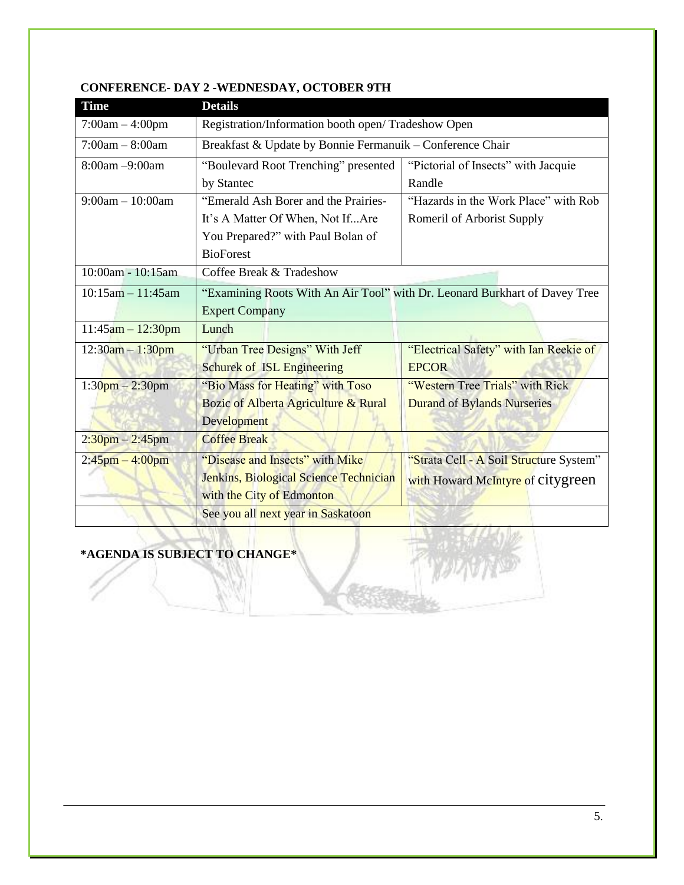**CONFERENCE- DAY 2 -WEDNESDAY, OCTOBER 9TH**

| Time | Details | |
|---|---|---|
| 7:00am – 4:00pm | Registration/Information booth open/ Tradeshow Open | |
| 7:00am – 8:00am | Breakfast & Update by Bonnie Fermanuik – Conference Chair | |
| 8:00am –9:00am | "Boulevard Root Trenching" presented by Stantec | "Pictorial of Insects" with Jacquie Randle |
| 9:00am – 10:00am | "Emerald Ash Borer and the Prairies- It's A Matter Of When, Not If...Are You Prepared?" with Paul Bolan of BioForest | "Hazards in the Work Place" with Rob Romeril of Arborist Supply |
| 10:00am - 10:15am | Coffee Break & Tradeshow | |
| 10:15am – 11:45am | "Examining Roots With An Air Tool" with Dr. Leonard Burkhart of Davey Tree Expert Company | |
| 11:45am – 12:30pm | Lunch | |
| 12:30am – 1:30pm | "Urban Tree Designs" With Jeff Schurek of ISL Engineering | "Electrical Safety" with Ian Reekie of EPCOR |
| 1:30pm – 2:30pm | "Bio Mass for Heating" with Toso Bozic of Alberta Agriculture & Rural Development | "Western Tree Trials" with Rick Durand of Bylands Nurseries |
| 2:30pm – 2:45pm | Coffee Break | |
| 2:45pm – 4:00pm | "Disease and Insects" with Mike Jenkins, Biological Science Technician with the City of Edmonton | "Strata Cell - A Soil Structure System" with Howard McIntyre of citygreen |
| | See you all next year in Saskatoon | |

**\*AGENDA IS SUBJECT TO CHANGE\***